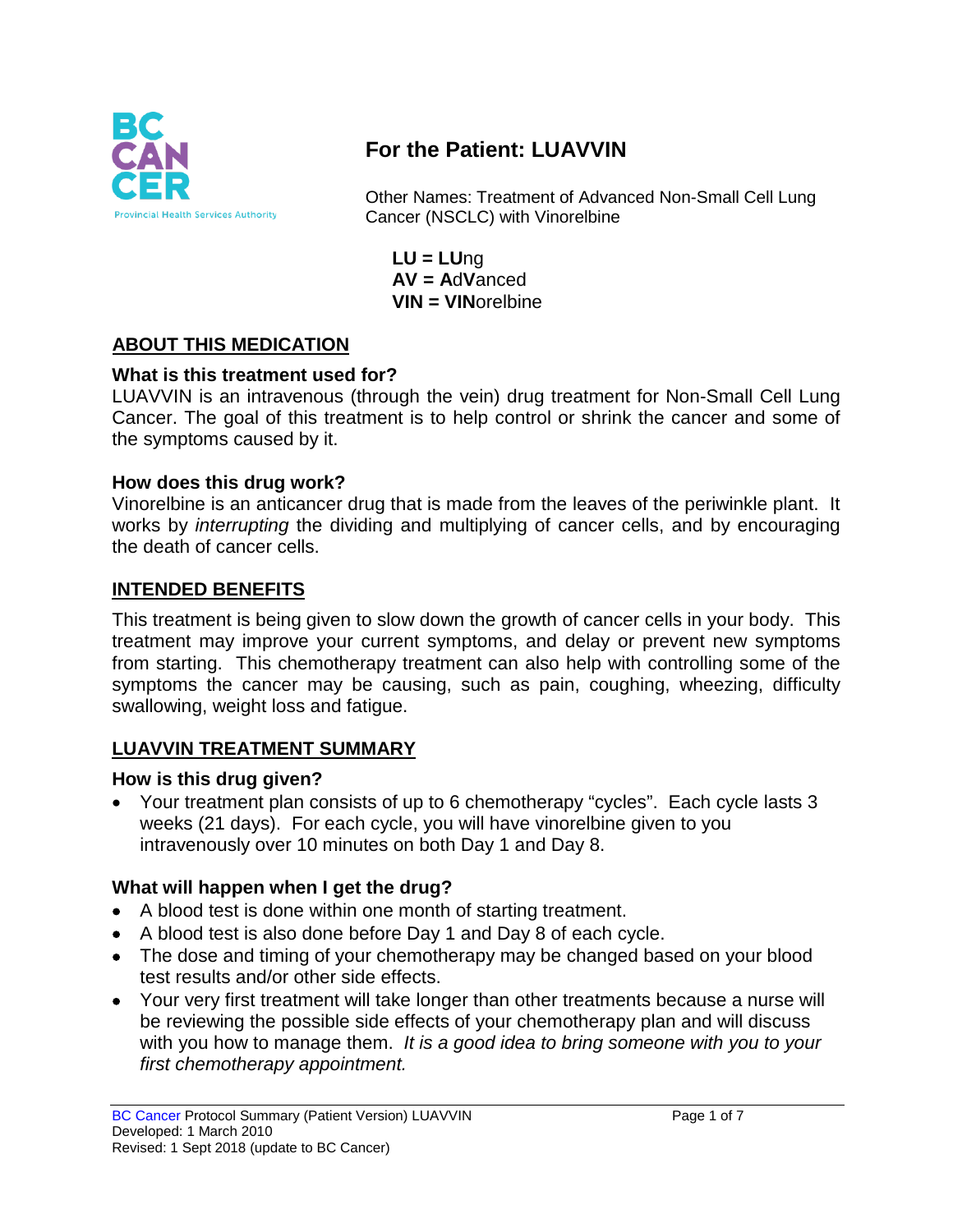# For the Patient: LUAVVIN

Other Names: Treatment of Advanced Non-Small Cell Lung Cancer (NSCLC) with Vinorelbine

**LU** = **LU**ng
**A**V = **A**d**V**anced
**VIN** = **VIN**orelbine

## ABOUT THIS MEDICATION

### What is this treatment used for?

LUAVVIN is an intravenous (through the vein) drug treatment for Non-Small Cell Lung Cancer. The goal of this treatment is to help control or shrink the cancer and some of the symptoms caused by it.

### How does this drug work?

Vinorelbine is an anticancer drug that is made from the leaves of the periwinkle plant. It works by *interrupting* the dividing and multiplying of cancer cells, and by encouraging the death of cancer cells.

## INTENDED BENEFITS

This treatment is being given to slow down the growth of cancer cells in your body. This treatment may improve your current symptoms, and delay or prevent new symptoms from starting. This chemotherapy treatment can also help with controlling some of the symptoms the cancer may be causing, such as pain, coughing, wheezing, difficulty swallowing, weight loss and fatigue.

## LUAVVIN TREATMENT SUMMARY

### How is this drug given?

- Your treatment plan consists of up to 6 chemotherapy "cycles". Each cycle lasts 3 weeks (21 days). For each cycle, you will have vinorelbine given to you intravenously over 10 minutes on both Day 1 and Day 8.

### What will happen when I get the drug?

- A blood test is done within one month of starting treatment.
- A blood test is also done before Day 1 and Day 8 of each cycle.
- The dose and timing of your chemotherapy may be changed based on your blood test results and/or other side effects.
- Your very first treatment will take longer than other treatments because a nurse will be reviewing the possible side effects of your chemotherapy plan and will discuss with you how to manage them. *It is a good idea to bring someone with you to your first chemotherapy appointment.*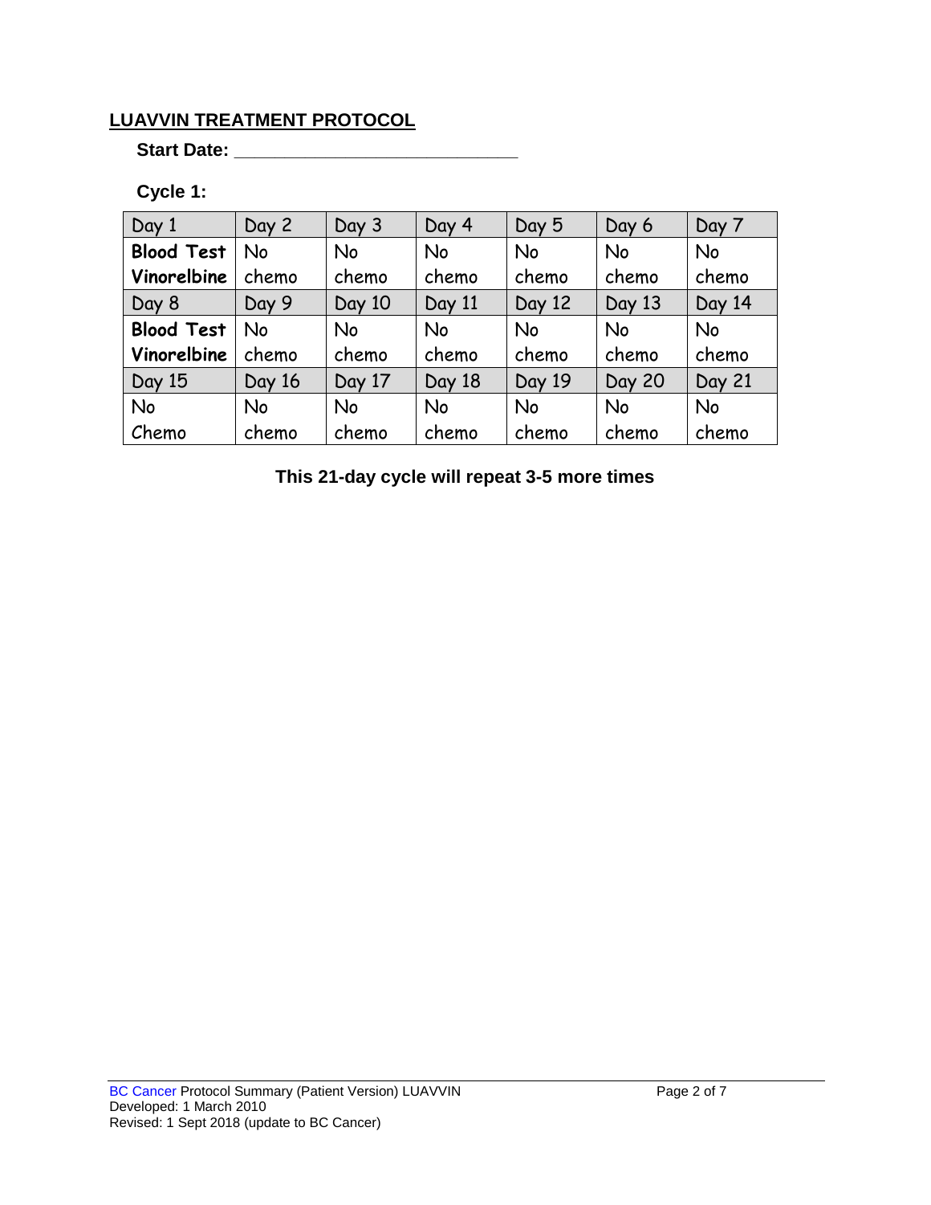## LUAVVIN TREATMENT PROTOCOL

**Start Date: ___________________________**

**Cycle 1:**

| Day 1 | Day 2 | Day 3 | Day 4 | Day 5 | Day 6 | Day 7 |
|---|---|---|---|---|---|---|
| **Blood Test Vinorelbine** | No chemo | No chemo | No chemo | No chemo | No chemo | No chemo |
| Day 8 | Day 9 | Day 10 | Day 11 | Day 12 | Day 13 | Day 14 |
| **Blood Test Vinorelbine** | No chemo | No chemo | No chemo | No chemo | No chemo | No chemo |
| Day 15 | Day 16 | Day 17 | Day 18 | Day 19 | Day 20 | Day 21 |
| No Chemo | No chemo | No chemo | No chemo | No chemo | No chemo | No chemo |

**This 21-day cycle will repeat 3-5 more times**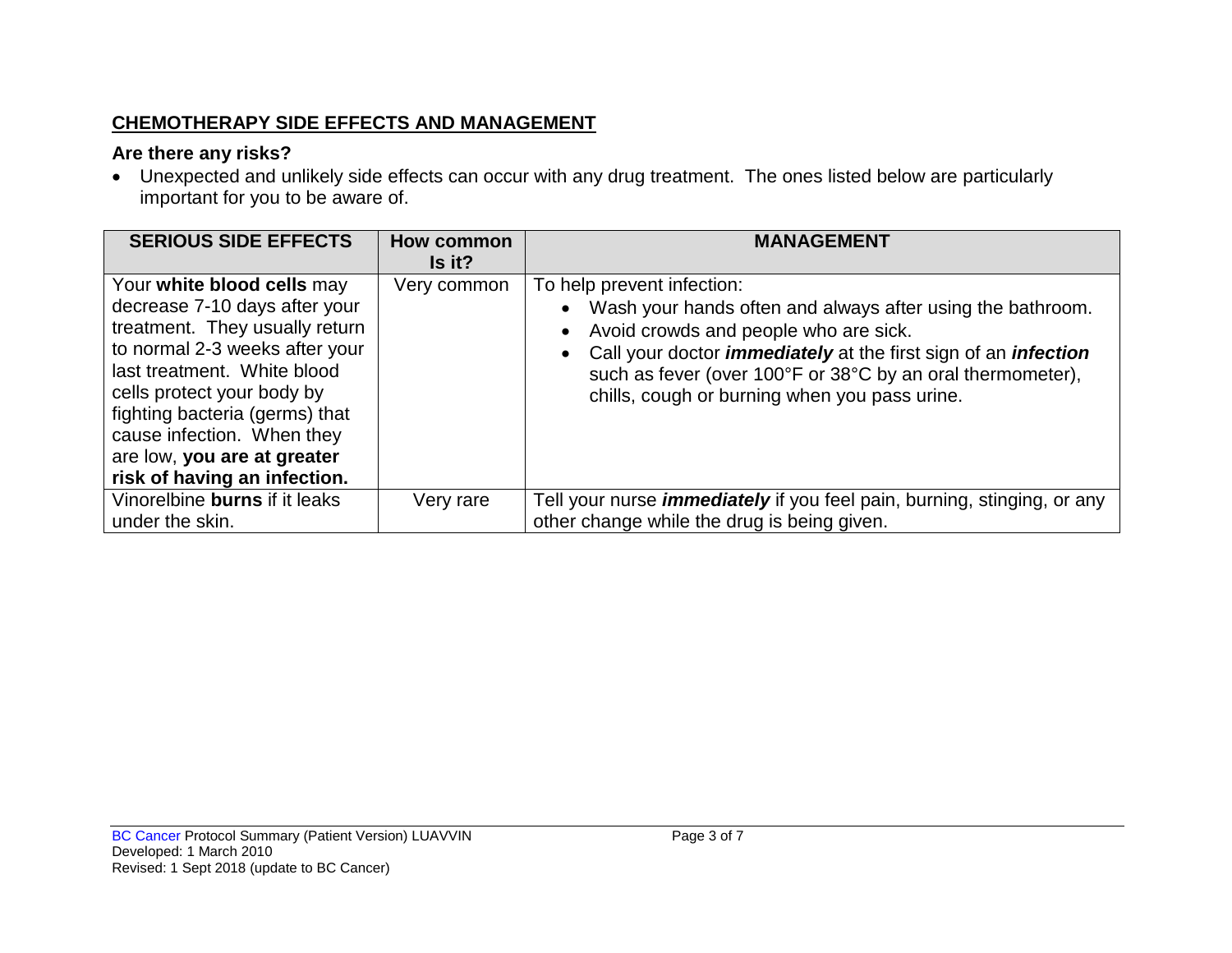**CHEMOTHERAPY SIDE EFFECTS AND MANAGEMENT**

**Are there any risks?**

- Unexpected and unlikely side effects can occur with any drug treatment. The ones listed below are particularly important for you to be aware of.

| SERIOUS SIDE EFFECTS | How common Is it? | MANAGEMENT |
|---|---|---|
| Your **white blood cells** may decrease 7-10 days after your treatment. They usually return to normal 2-3 weeks after your last treatment. White blood cells protect your body by fighting bacteria (germs) that cause infection. When they are low, **you are at greater risk of having an infection.** | Very common | To help prevent infection:<br>• Wash your hands often and always after using the bathroom.<br>• Avoid crowds and people who are sick.<br>• Call your doctor ***immediately*** at the first sign of an ***infection*** such as fever (over 100°F or 38°C by an oral thermometer), chills, cough or burning when you pass urine. |
| Vinorelbine **burns** if it leaks under the skin. | Very rare | Tell your nurse ***immediately*** if you feel pain, burning, stinging, or any other change while the drug is being given. |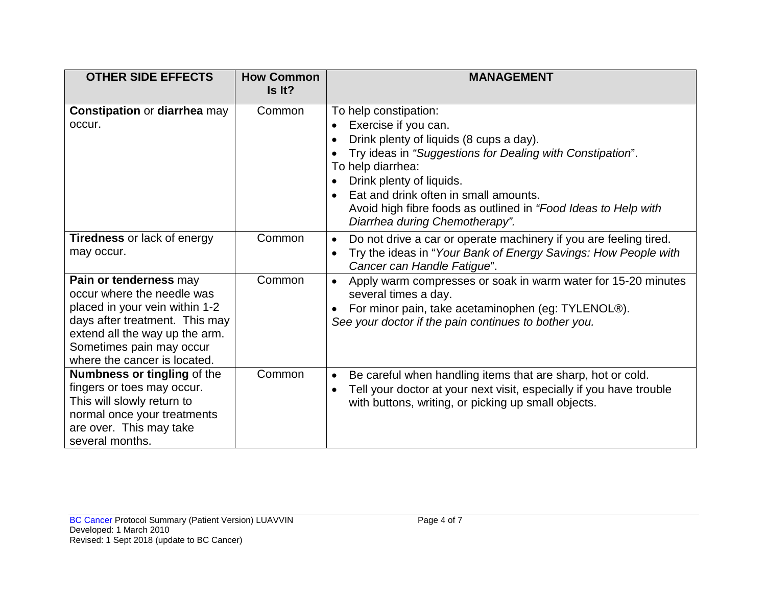| OTHER SIDE EFFECTS | How Common Is It? | MANAGEMENT |
|---|---|---|
| **Constipation** or **diarrhea** may occur. | Common | To help constipation:<br>• Exercise if you can.<br>• Drink plenty of liquids (8 cups a day).<br>• Try ideas in *"Suggestions for Dealing with Constipation*".<br>To help diarrhea:<br>• Drink plenty of liquids.<br>• Eat and drink often in small amounts.<br>Avoid high fibre foods as outlined in *"Food Ideas to Help with Diarrhea during Chemotherapy".* |
| **Tiredness** or lack of energy may occur. | Common | • Do not drive a car or operate machinery if you are feeling tired.<br>• Try the ideas in "*Your Bank of Energy Savings: How People with Cancer can Handle Fatigue*". |
| **Pain or tenderness** may occur where the needle was placed in your vein within 1-2 days after treatment. This may extend all the way up the arm. Sometimes pain may occur where the cancer is located. | Common | • Apply warm compresses or soak in warm water for 15-20 minutes several times a day.<br>• For minor pain, take acetaminophen (eg: TYLENOL®).<br>*See your doctor if the pain continues to bother you.* |
| **Numbness or tingling** of the fingers or toes may occur. This will slowly return to normal once your treatments are over. This may take several months. | Common | • Be careful when handling items that are sharp, hot or cold.<br>• Tell your doctor at your next visit, especially if you have trouble with buttons, writing, or picking up small objects. |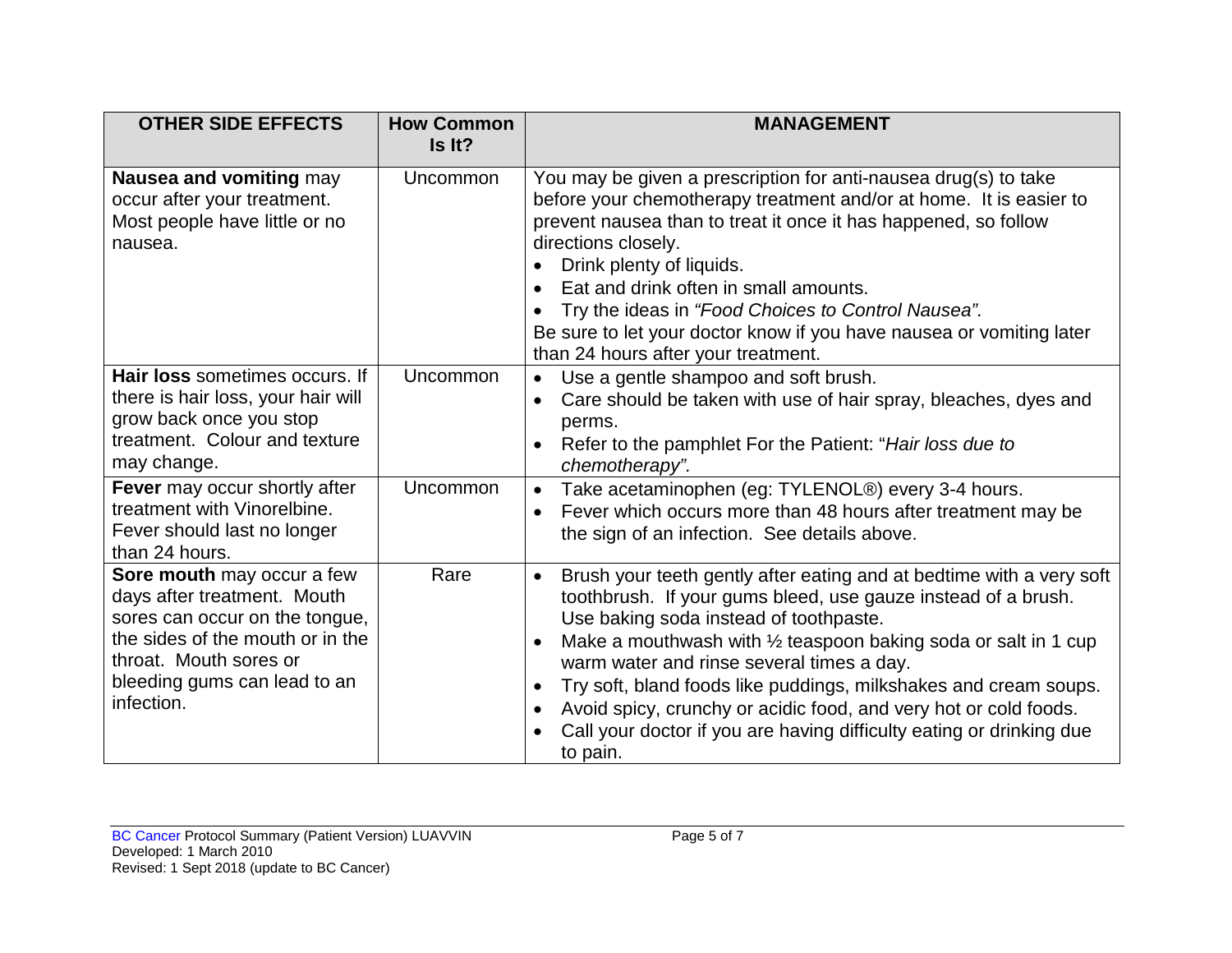| OTHER SIDE EFFECTS | How Common Is It? | MANAGEMENT |
|---|---|---|
| **Nausea and vomiting** may occur after your treatment. Most people have little or no nausea. | Uncommon | You may be given a prescription for anti-nausea drug(s) to take before your chemotherapy treatment and/or at home. It is easier to prevent nausea than to treat it once it has happened, so follow directions closely.<br>• Drink plenty of liquids.<br>• Eat and drink often in small amounts.<br>• Try the ideas in *"Food Choices to Control Nausea".*<br>Be sure to let your doctor know if you have nausea or vomiting later than 24 hours after your treatment. |
| **Hair loss** sometimes occurs. If there is hair loss, your hair will grow back once you stop treatment. Colour and texture may change. | Uncommon | • Use a gentle shampoo and soft brush.<br>• Care should be taken with use of hair spray, bleaches, dyes and perms.<br>• Refer to the pamphlet For the Patient: "*Hair loss due to chemotherapy".* |
| **Fever** may occur shortly after treatment with Vinorelbine. Fever should last no longer than 24 hours. | Uncommon | • Take acetaminophen (eg: TYLENOL®) every 3-4 hours.<br>• Fever which occurs more than 48 hours after treatment may be the sign of an infection. See details above. |
| **Sore mouth** may occur a few days after treatment. Mouth sores can occur on the tongue, the sides of the mouth or in the throat. Mouth sores or bleeding gums can lead to an infection. | Rare | • Brush your teeth gently after eating and at bedtime with a very soft toothbrush. If your gums bleed, use gauze instead of a brush. Use baking soda instead of toothpaste.<br>• Make a mouthwash with ½ teaspoon baking soda or salt in 1 cup warm water and rinse several times a day.<br>• Try soft, bland foods like puddings, milkshakes and cream soups.<br>• Avoid spicy, crunchy or acidic food, and very hot or cold foods.<br>• Call your doctor if you are having difficulty eating or drinking due to pain. |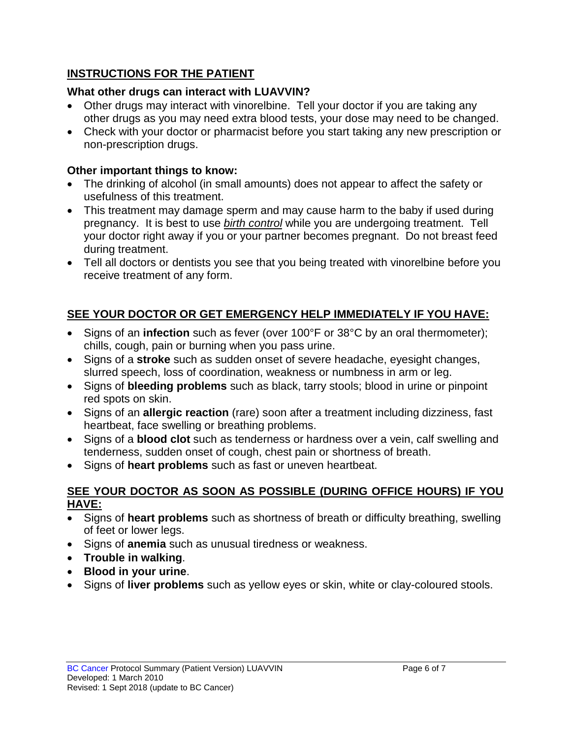## INSTRUCTIONS FOR THE PATIENT

### What other drugs can interact with LUAVVIN?

- Other drugs may interact with vinorelbine. Tell your doctor if you are taking any other drugs as you may need extra blood tests, your dose may need to be changed.
- Check with your doctor or pharmacist before you start taking any new prescription or non-prescription drugs.

### Other important things to know:

- The drinking of alcohol (in small amounts) does not appear to affect the safety or usefulness of this treatment.
- This treatment may damage sperm and may cause harm to the baby if used during pregnancy. It is best to use *birth control* while you are undergoing treatment. Tell your doctor right away if you or your partner becomes pregnant. Do not breast feed during treatment.
- Tell all doctors or dentists you see that you being treated with vinorelbine before you receive treatment of any form.

## SEE YOUR DOCTOR OR GET EMERGENCY HELP IMMEDIATELY IF YOU HAVE:

- Signs of an **infection** such as fever (over 100°F or 38°C by an oral thermometer); chills, cough, pain or burning when you pass urine.
- Signs of a **stroke** such as sudden onset of severe headache, eyesight changes, slurred speech, loss of coordination, weakness or numbness in arm or leg.
- Signs of **bleeding problems** such as black, tarry stools; blood in urine or pinpoint red spots on skin.
- Signs of an **allergic reaction** (rare) soon after a treatment including dizziness, fast heartbeat, face swelling or breathing problems.
- Signs of a **blood clot** such as tenderness or hardness over a vein, calf swelling and tenderness, sudden onset of cough, chest pain or shortness of breath.
- Signs of **heart problems** such as fast or uneven heartbeat.

## SEE YOUR DOCTOR AS SOON AS POSSIBLE (DURING OFFICE HOURS) IF YOU HAVE:

- Signs of **heart problems** such as shortness of breath or difficulty breathing, swelling of feet or lower legs.
- Signs of **anemia** such as unusual tiredness or weakness.
- **Trouble in walking**.
- **Blood in your urine**.
- Signs of **liver problems** such as yellow eyes or skin, white or clay-coloured stools.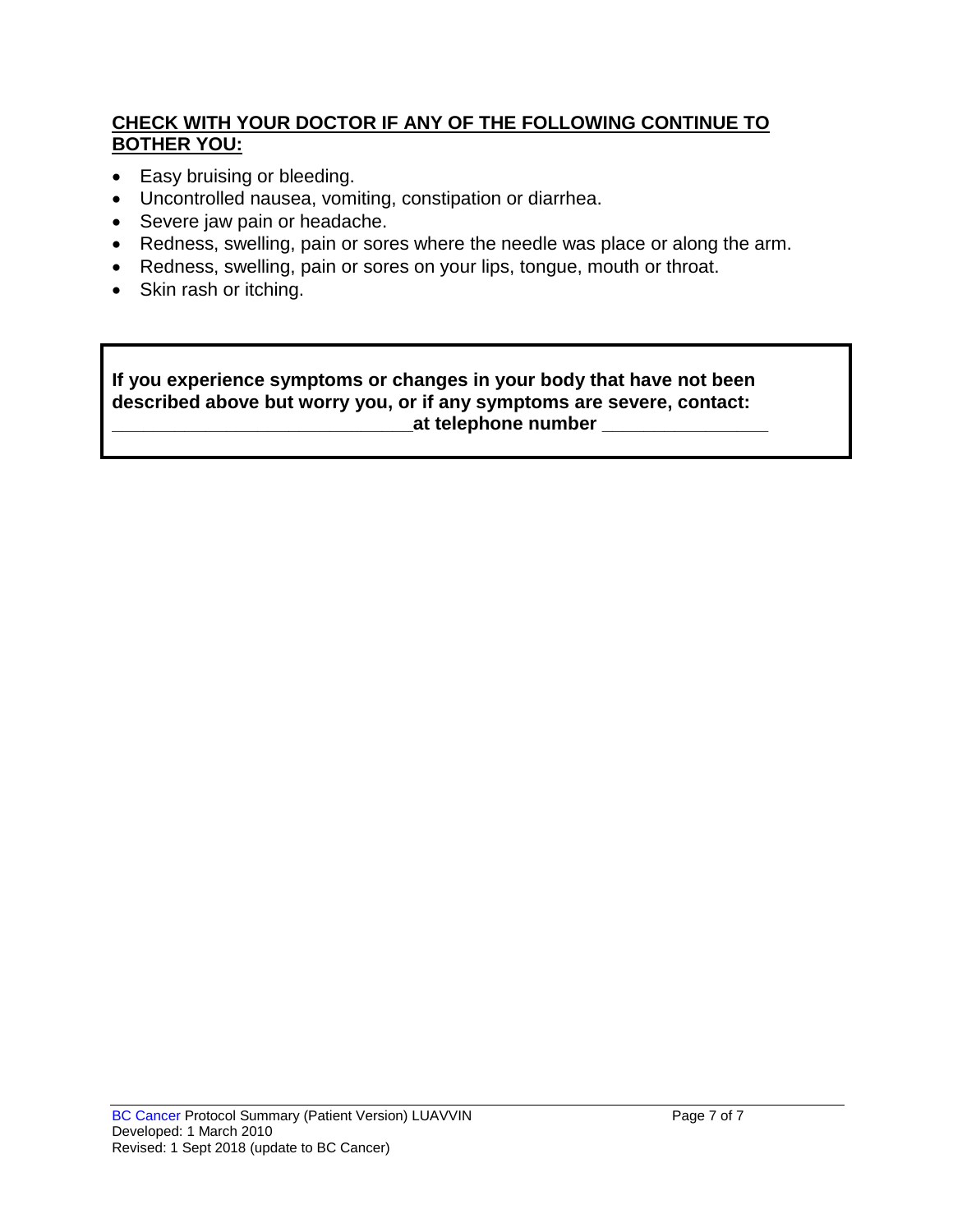**CHECK WITH YOUR DOCTOR IF ANY OF THE FOLLOWING CONTINUE TO BOTHER YOU:**

- Easy bruising or bleeding.
- Uncontrolled nausea, vomiting, constipation or diarrhea.
- Severe jaw pain or headache.
- Redness, swelling, pain or sores where the needle was place or along the arm.
- Redness, swelling, pain or sores on your lips, tongue, mouth or throat.
- Skin rash or itching.

**If you experience symptoms or changes in your body that have not been described above but worry you, or if any symptoms are severe, contact: _____________________________at telephone number ________________**